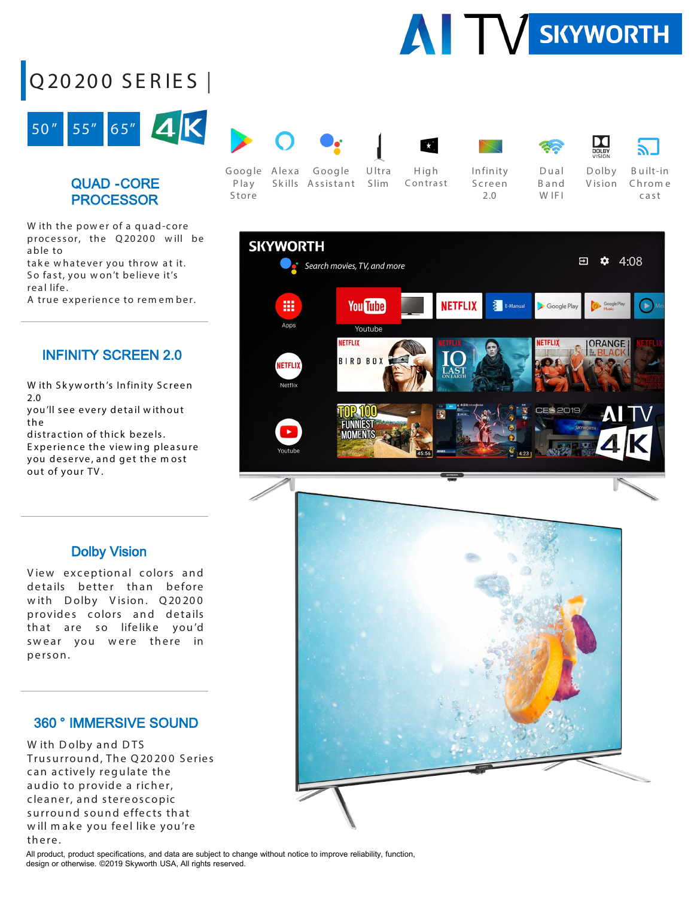# AI TV SKYWORTH

## Q20200 SERIES |

50″ 55″ 65″ 4K

Google Play Store · Alexa Skills · Google Assistant · Ultra Slim · High Contrast · Infinity Screen 2.0 · Dual Band WIFI · Dolby Vision · Built-in Chromecast

### QUAD -CORE PROCESSOR

With the power of a quad-core processor, the Q20200 will be able to take whatever you throw at it. So fast, you won't believe it's real life. A true experience to remember.

### INFINITY SCREEN 2.0

With Skyworth's Infinity Screen 2.0 you'll see every detail without the distraction of thick bezels. Experience the viewing pleasure you deserve, and get the most out of your TV.

### Dolby Vision

View exceptional colors and details better than before with Dolby Vision. Q20200 provides colors and details that are so lifelike you'd swear you were there in person.

### 360 ° IMMERSIVE SOUND

With Dolby and DTS Trusurround, The Q20200 Series can actively regulate the audio to provide a richer, cleaner, and stereoscopic surround sound effects that will make you feel like you're there.

All product, product specifications, and data are subject to change without notice to improve reliability, function, design or otherwise. ©2019 Skyworth USA, All rights reserved.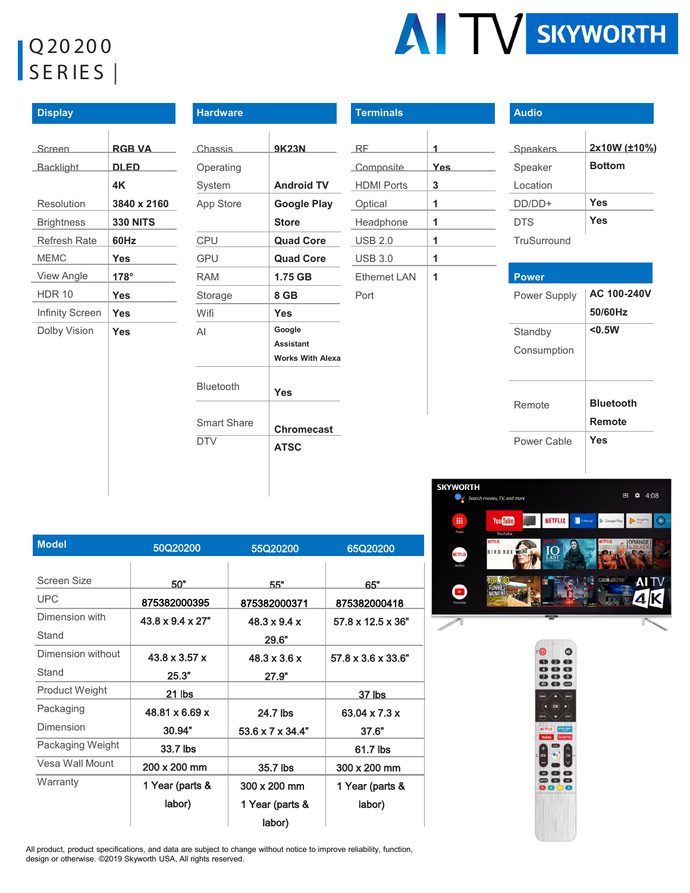# Q20200 SERIES

AI TV SKYWORTH

## Display

| | |
|---|---|
| Screen | RGB VA |
| Backlight | DLED |
| Resolution | 4K 3840 x 2160 |
| Brightness | 330 NITS |
| Refresh Rate | 60Hz |
| MEMC | Yes |
| View Angle | 178° |
| HDR 10 | Yes |
| Infinity Screen | Yes |
| Dolby Vision | Yes |

## Hardware

| | |
|---|---|
| Chassis | 9K23N |
| Operating System | Android TV |
| App Store | Google Play Store |
| CPU | Quad Core |
| GPU | Quad Core |
| RAM | 1.75 GB |
| Storage | 8 GB |
| Wifi | Yes |
| AI | Google Assistant Works With Alexa |
| Bluetooth | Yes |
| Smart Share | Chromecast |
| DTV | ATSC |

## Terminals

| | |
|---|---|
| RF | 1 |
| Composite | Yes |
| HDMI Ports | 3 |
| Optical | 1 |
| Headphone | 1 |
| USB 2.0 | 1 |
| USB 3.0 | 1 |
| Ethernet LAN Port | 1 |

## Audio

| | |
|---|---|
| Speakers | 2x10W (±10%) |
| Speaker Location | Bottom |
| DD/DD+ | Yes |
| DTS TruSurround | Yes |

## Power

| | |
|---|---|
| Power Supply | AC 100-240V 50/60Hz |
| Standby Consumption | <0.5W |
| Remote | Bluetooth Remote |
| Power Cable | Yes |

| Model | 50Q20200 | 55Q20200 | 65Q20200 |
|---|---|---|---|
| Screen Size | 50" | 55" | 65" |
| UPC | 875382000395 | 875382000371 | 875382000418 |
| Dimension with Stand | 43.8 x 9.4 x 27" | 48.3 x 9.4 x 29.6" | 57.8 x 12.5 x 36" |
| Dimension without Stand | 43.8 x 3.57 x 25.3" | 48.3 x 3.6 x 27.9" | 57.8 x 3.6 x 33.6" |
| Product Weight | 21 lbs | | 37 lbs |
| Packaging Dimension | 48.81 x 6.69 x 30.94" | 24.7 lbs 53.6 x 7 x 34.4" | 63.04 x 7.3 x 37.6" |
| Packaging Weight | 33.7 lbs | | 61.7 lbs |
| Vesa Wall Mount | 200 x 200 mm | 35.7 lbs | 300 x 200 mm |
| Warranty | 1 Year (parts & labor) | 300 x 200 mm 1 Year (parts & labor) | 1 Year (parts & labor) |

All product, product specifications, and data are subject to change without notice to improve reliability, function, design or otherwise. ©2019 Skyworth USA, All rights reserved.